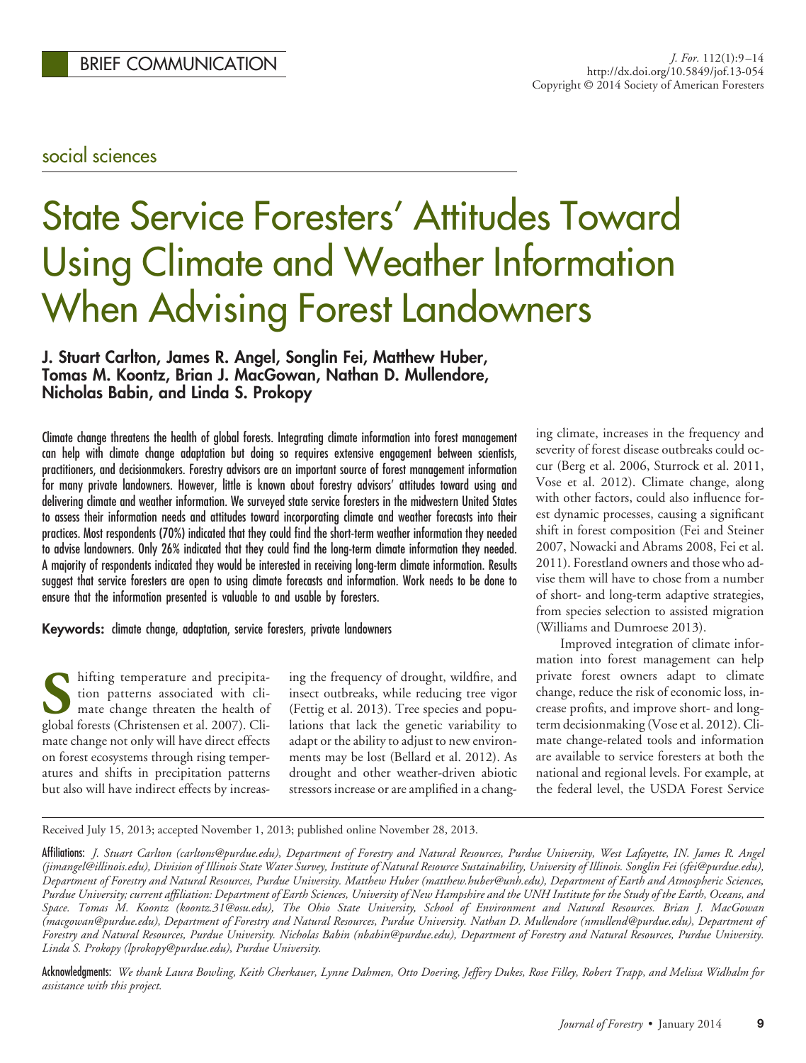BRIEF COMMUNICATION

social sciences

# State Service Foresters' Attitudes Toward Using Climate and Weather Information When Advising Forest Landowners

**J. Stuart Carlton, James R. Angel, Songlin Fei, Matthew Huber, Tomas M. Koontz, Brian J. MacGowan, Nathan D. Mullendore, Nicholas Babin, and Linda S. Prokopy**

Climate change threatens the health of global forests. Integrating climate information into forest management can help with climate change adaptation but doing so requires extensive engagement between scientists, practitioners, and decisionmakers. Forestry advisors are an important source of forest management information for many private landowners. However, little is known about forestry advisors' attitudes toward using and delivering climate and weather information. We surveyed state service foresters in the midwestern United States to assess their information needs and attitudes toward incorporating climate and weather forecasts into their practices. Most respondents (70%) indicated that they could find the short-term weather information they needed to advise landowners. Only 26% indicated that they could find the long-term climate information they needed. A majority of respondents indicated they would be interested in receiving long-term climate information. Results suggest that service foresters are open to using climate forecasts and information. Work needs to be done to ensure that the information presented is valuable to and usable by foresters.

**Keywords:** climate change, adaptation, service foresters, private landowners

Shifting temperature and precipitation patterns associated with climate change threaten the health of global forests (Christensen et al. 2007). Climate change not only will have direct effects on forest ecosystems through rising temperatures and shifts in precipitation patterns but also will have indirect effects by increasing the frequency of drought, wildfire, and insect outbreaks, while reducing tree vigor (Fettig et al. 2013). Tree species and populations that lack the genetic variability to adapt or the ability to adjust to new environments may be lost (Bellard et al. 2012). As drought and other weather-driven abiotic stressors increase or are amplified in a changing climate, increases in the frequency and severity of forest disease outbreaks could occur (Berg et al. 2006, Sturrock et al. 2011, Vose et al. 2012). Climate change, along with other factors, could also influence forest dynamic processes, causing a significant shift in forest composition (Fei and Steiner 2007, Nowacki and Abrams 2008, Fei et al. 2011). Forestland owners and those who advise them will have to chose from a number of short- and long-term adaptive strategies, from species selection to assisted migration (Williams and Dumroese 2013).

Improved integration of climate information into forest management can help private forest owners adapt to climate change, reduce the risk of economic loss, increase profits, and improve short- and long-term decisionmaking (Vose et al. 2012). Climate change-related tools and information are available to service foresters at both the national and regional levels. For example, at the federal level, the USDA Forest Service

---

Received July 15, 2013; accepted November 1, 2013; published online November 28, 2013.

**Affiliations:** *J. Stuart Carlton (carltons@purdue.edu), Department of Forestry and Natural Resources, Purdue University, West Lafayette, IN. James R. Angel (jimangel@illinois.edu), Division of Illinois State Water Survey, Institute of Natural Resource Sustainability, University of Illinois. Songlin Fei (sfei@purdue.edu), Department of Forestry and Natural Resources, Purdue University. Matthew Huber (matthew.huber@unh.edu), Department of Earth and Atmospheric Sciences, Purdue University; current affiliation: Department of Earth Sciences, University of New Hampshire and the UNH Institute for the Study of the Earth, Oceans, and Space. Tomas M. Koontz (koontz.31@osu.edu), The Ohio State University, School of Environment and Natural Resources. Brian J. MacGowan (macgowan@purdue.edu), Department of Forestry and Natural Resources, Purdue University. Nathan D. Mullendore (nmullend@purdue.edu), Department of Forestry and Natural Resources, Purdue University. Nicholas Babin (nbabin@purdue.edu), Department of Forestry and Natural Resources, Purdue University. Linda S. Prokopy (lprokopy@purdue.edu), Purdue University.*

**Acknowledgments:** *We thank Laura Bowling, Keith Cherkauer, Lynne Dahmen, Otto Doering, Jeffery Dukes, Rose Filley, Robert Trapp, and Melissa Widhalm for assistance with this project.*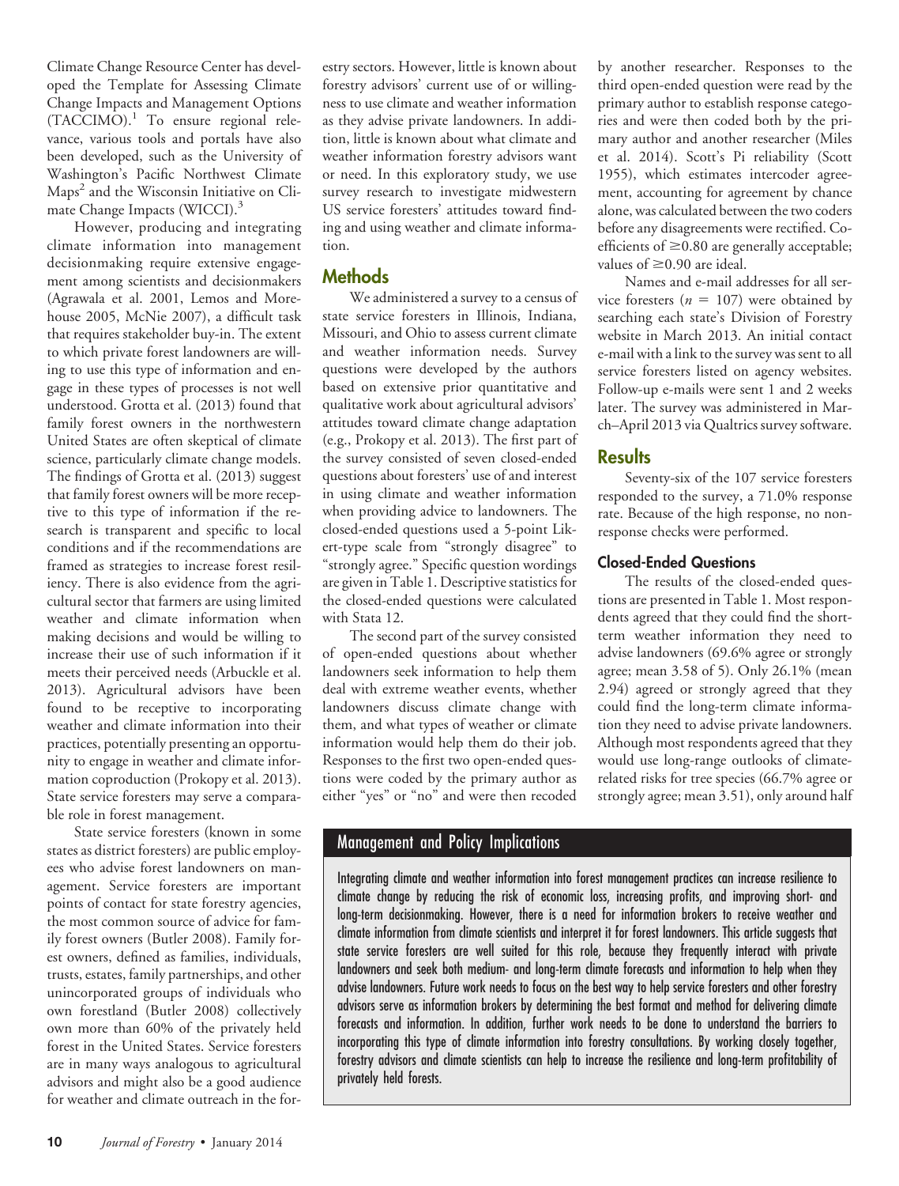Climate Change Resource Center has developed the Template for Assessing Climate Change Impacts and Management Options (TACCIMO).[1] To ensure regional relevance, various tools and portals have also been developed, such as the University of Washington's Pacific Northwest Climate Maps[2] and the Wisconsin Initiative on Climate Change Impacts (WICCI).[3]

However, producing and integrating climate information into management decisionmaking require extensive engagement among scientists and decisionmakers (Agrawala et al. 2001, Lemos and Morehouse 2005, McNie 2007), a difficult task that requires stakeholder buy-in. The extent to which private forest landowners are willing to use this type of information and engage in these types of processes is not well understood. Grotta et al. (2013) found that family forest owners in the northwestern United States are often skeptical of climate science, particularly climate change models. The findings of Grotta et al. (2013) suggest that family forest owners will be more receptive to this type of information if the research is transparent and specific to local conditions and if the recommendations are framed as strategies to increase forest resiliency. There is also evidence from the agricultural sector that farmers are using limited weather and climate information when making decisions and would be willing to increase their use of such information if it meets their perceived needs (Arbuckle et al. 2013). Agricultural advisors have been found to be receptive to incorporating weather and climate information into their practices, potentially presenting an opportunity to engage in weather and climate information coproduction (Prokopy et al. 2013). State service foresters may serve a comparable role in forest management.

State service foresters (known in some states as district foresters) are public employees who advise forest landowners on management. Service foresters are important points of contact for state forestry agencies, the most common source of advice for family forest owners (Butler 2008). Family forest owners, defined as families, individuals, trusts, estates, family partnerships, and other unincorporated groups of individuals who own forestland (Butler 2008) collectively own more than 60% of the privately held forest in the United States. Service foresters are in many ways analogous to agricultural advisors and might also be a good audience for weather and climate outreach in the forestry sectors. However, little is known about forestry advisors' current use of or willingness to use climate and weather information as they advise private landowners. In addition, little is known about what climate and weather information forestry advisors want or need. In this exploratory study, we use survey research to investigate midwestern US service foresters' attitudes toward finding and using weather and climate information.

## Methods

We administered a survey to a census of state service foresters in Illinois, Indiana, Missouri, and Ohio to assess current climate and weather information needs. Survey questions were developed by the authors based on extensive prior quantitative and qualitative work about agricultural advisors' attitudes toward climate change adaptation (e.g., Prokopy et al. 2013). The first part of the survey consisted of seven closed-ended questions about foresters' use of and interest in using climate and weather information when providing advice to landowners. The closed-ended questions used a 5-point Likert-type scale from "strongly disagree" to "strongly agree." Specific question wordings are given in Table 1. Descriptive statistics for the closed-ended questions were calculated with Stata 12.

The second part of the survey consisted of open-ended questions about whether landowners seek information to help them deal with extreme weather events, whether landowners discuss climate change with them, and what types of weather or climate information would help them do their job. Responses to the first two open-ended questions were coded by the primary author as either "yes" or "no" and were then recoded by another researcher. Responses to the third open-ended question were read by the primary author to establish response categories and were then coded both by the primary author and another researcher (Miles et al. 2014). Scott's Pi reliability (Scott 1955), which estimates intercoder agreement, accounting for agreement by chance alone, was calculated between the two coders before any disagreements were rectified. Coefficients of $\geq$0.80 are generally acceptable; values of $\geq$0.90 are ideal.

Names and e-mail addresses for all service foresters ($n = 107$) were obtained by searching each state's Division of Forestry website in March 2013. An initial contact e-mail with a link to the survey was sent to all service foresters listed on agency websites. Follow-up e-mails were sent 1 and 2 weeks later. The survey was administered in March–April 2013 via Qualtrics survey software.

## Results

Seventy-six of the 107 service foresters responded to the survey, a 71.0% response rate. Because of the high response, no nonresponse checks were performed.

### Closed-Ended Questions

The results of the closed-ended questions are presented in Table 1. Most respondents agreed that they could find the short-term weather information they need to advise landowners (69.6% agree or strongly agree; mean 3.58 of 5). Only 26.1% (mean 2.94) agreed or strongly agreed that they could find the long-term climate information they need to advise private landowners. Although most respondents agreed that they would use long-range outlooks of climate-related risks for tree species (66.7% agree or strongly agree; mean 3.51), only around half

## Management and Policy Implications

Integrating climate and weather information into forest management practices can increase resilience to climate change by reducing the risk of economic loss, increasing profits, and improving short- and long-term decisionmaking. However, there is a need for information brokers to receive weather and climate information from climate scientists and interpret it for forest landowners. This article suggests that state service foresters are well suited for this role, because they frequently interact with private landowners and seek both medium- and long-term climate forecasts and information to help when they advise landowners. Future work needs to focus on the best way to help service foresters and other forestry advisors serve as information brokers by determining the best format and method for delivering climate forecasts and information. In addition, further work needs to be done to understand the barriers to incorporating this type of climate information into forestry consultations. By working closely together, forestry advisors and climate scientists can help to increase the resilience and long-term profitability of privately held forests.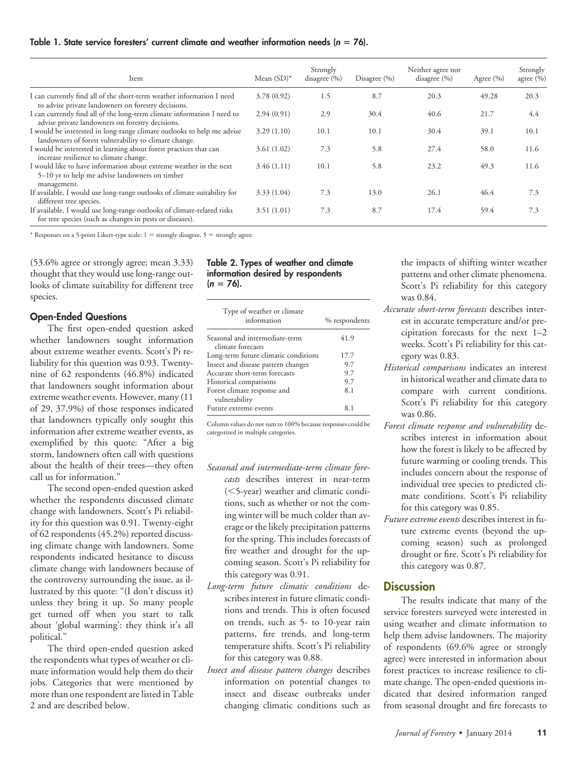**Table 1. State service foresters' current climate and weather information needs ($n = 76$).**

| Item | Mean (SD)* | Strongly disagree (%) | Disagree (%) | Neither agree nor disagree (%) | Agree (%) | Strongly agree (%) |
|---|---|---|---|---|---|---|
| I can currently find all of the short-term weather information I need to advise private landowners on forestry decisions. | 3.78 (0.92) | 1.5 | 8.7 | 20.3 | 49.28 | 20.3 |
| I can currently find all of the long-term climate information I need to advise private landowners on forestry decisions. | 2.94 (0.91) | 2.9 | 30.4 | 40.6 | 21.7 | 4.4 |
| I would be interested in long-range climate outlooks to help me advise landowners of forest vulnerability to climate change. | 3.29 (1.10) | 10.1 | 10.1 | 30.4 | 39.1 | 10.1 |
| I would be interested in learning about forest practices that can increase resilience to climate change. | 3.61 (1.02) | 7.3 | 5.8 | 27.4 | 58.0 | 11.6 |
| I would like to have information about extreme weather in the next 5–10 yr to help me advise landowners on timber management. | 3.46 (1.11) | 10.1 | 5.8 | 23.2 | 49.3 | 11.6 |
| If available, I would use long-range outlooks of climate suitability for different tree species. | 3.33 (1.04) | 7.3 | 13.0 | 26.1 | 46.4 | 7.3 |
| If available, I would use long-range outlooks of climate-related risks for tree species (such as changes in pests or diseases). | 3.51 (1.01) | 7.3 | 8.7 | 17.4 | 59.4 | 7.3 |

* Responses on a 5-point Likert-type scale: 1 = strongly disagree, 5 = strongly agree.

(53.6% agree or strongly agree; mean 3.33) thought that they would use long-range outlooks of climate suitability for different tree species.

### Open-Ended Questions

The first open-ended question asked whether landowners sought information about extreme weather events. Scott's Pi reliability for this question was 0.93. Twenty-nine of 62 respondents (46.8%) indicated that landowners sought information about extreme weather events. However, many (11 of 29, 37.9%) of those responses indicated that landowners typically only sought this information after extreme weather events, as exemplified by this quote: "After a big storm, landowners often call with questions about the health of their trees—they often call us for information."

The second open-ended question asked whether the respondents discussed climate change with landowners. Scott's Pi reliability for this question was 0.91. Twenty-eight of 62 respondents (45.2%) reported discussing climate change with landowners. Some respondents indicated hesitance to discuss climate change with landowners because of the controversy surrounding the issue, as illustrated by this quote: "(I don't discuss it) unless they bring it up. So many people get turned off when you start to talk about 'global warming': they think it's all political."

The third open-ended question asked the respondents what types of weather or climate information would help them do their jobs. Categories that were mentioned by more than one respondent are listed in Table 2 and are described below.

**Table 2. Types of weather and climate information desired by respondents ($n = 76$).**

| Type of weather or climate information | % respondents |
|---|---|
| Seasonal and intermediate-term climate forecasts | 41.9 |
| Long-term future climatic conditions | 17.7 |
| Insect and disease pattern changes | 9.7 |
| Accurate short-term forecasts | 9.7 |
| Historical comparisons | 9.7 |
| Forest climate response and vulnerability | 8.1 |
| Future extreme events | 8.1 |

Column values do not sum to 100% because responses could be categorized in multiple categories.

*Seasonal and intermediate-term climate forecasts* describes interest in near-term (<5-year) weather and climatic conditions, such as whether or not the coming winter will be much colder than average or the likely precipitation patterns for the spring. This includes forecasts of fire weather and drought for the upcoming season. Scott's Pi reliability for this category was 0.91.

*Long-term future climatic conditions* describes interest in future climatic conditions and trends. This is often focused on trends, such as 5- to 10-year rain patterns, fire trends, and long-term temperature shifts. Scott's Pi reliability for this category was 0.88.

*Insect and disease pattern changes* describes information on potential changes to insect and disease outbreaks under changing climatic conditions such as the impacts of shifting winter weather patterns and other climate phenomena. Scott's Pi reliability for this category was 0.84.

*Accurate short-term forecasts* describes interest in accurate temperature and/or precipitation forecasts for the next 1–2 weeks. Scott's Pi reliability for this category was 0.83.

*Historical comparisons* indicates an interest in historical weather and climate data to compare with current conditions. Scott's Pi reliability for this category was 0.86.

*Forest climate response and vulnerability* describes interest in information about how the forest is likely to be affected by future warming or cooling trends. This includes concern about the response of individual tree species to predicted climate conditions. Scott's Pi reliability for this category was 0.85.

*Future extreme events* describes interest in future extreme events (beyond the upcoming season) such as prolonged drought or fire. Scott's Pi reliability for this category was 0.87.

## Discussion

The results indicate that many of the service foresters surveyed were interested in using weather and climate information to help them advise landowners. The majority of respondents (69.6% agree or strongly agree) were interested in information about forest practices to increase resilience to climate change. The open-ended questions indicated that desired information ranged from seasonal drought and fire forecasts to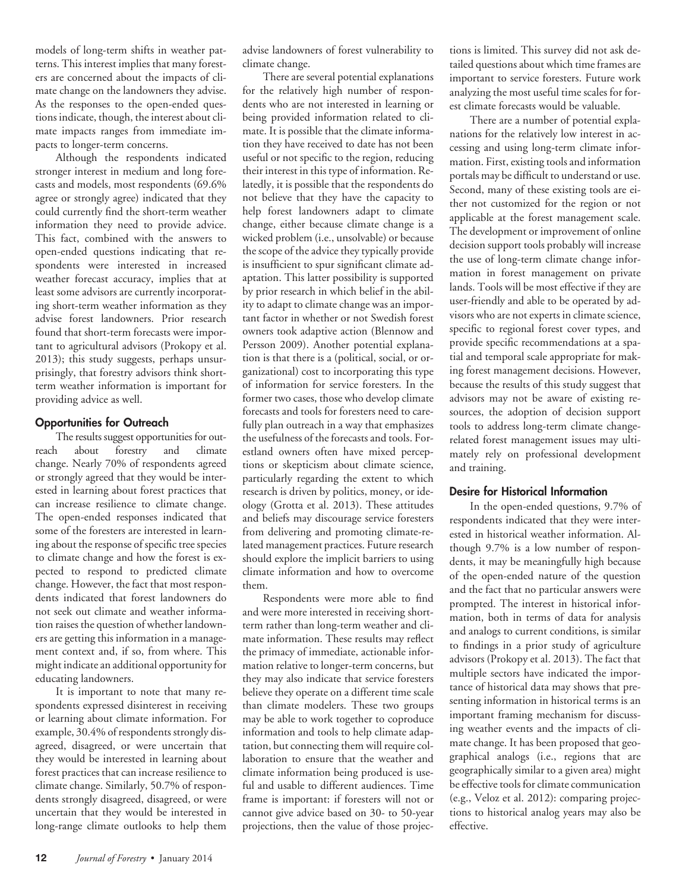models of long-term shifts in weather patterns. This interest implies that many foresters are concerned about the impacts of climate change on the landowners they advise. As the responses to the open-ended questions indicate, though, the interest about climate impacts ranges from immediate impacts to longer-term concerns.

Although the respondents indicated stronger interest in medium and long forecasts and models, most respondents (69.6% agree or strongly agree) indicated that they could currently find the short-term weather information they need to provide advice. This fact, combined with the answers to open-ended questions indicating that respondents were interested in increased weather forecast accuracy, implies that at least some advisors are currently incorporating short-term weather information as they advise forest landowners. Prior research found that short-term forecasts were important to agricultural advisors (Prokopy et al. 2013); this study suggests, perhaps unsurprisingly, that forestry advisors think short-term weather information is important for providing advice as well.

## Opportunities for Outreach

The results suggest opportunities for outreach about forestry and climate change. Nearly 70% of respondents agreed or strongly agreed that they would be interested in learning about forest practices that can increase resilience to climate change. The open-ended responses indicated that some of the foresters are interested in learning about the response of specific tree species to climate change and how the forest is expected to respond to predicted climate change. However, the fact that most respondents indicated that forest landowners do not seek out climate and weather information raises the question of whether landowners are getting this information in a management context and, if so, from where. This might indicate an additional opportunity for educating landowners.

It is important to note that many respondents expressed disinterest in receiving or learning about climate information. For example, 30.4% of respondents strongly disagreed, disagreed, or were uncertain that they would be interested in learning about forest practices that can increase resilience to climate change. Similarly, 50.7% of respondents strongly disagreed, disagreed, or were uncertain that they would be interested in long-range climate outlooks to help them advise landowners of forest vulnerability to climate change.

There are several potential explanations for the relatively high number of respondents who are not interested in learning or being provided information related to climate. It is possible that the climate information they have received to date has not been useful or not specific to the region, reducing their interest in this type of information. Relatedly, it is possible that the respondents do not believe that they have the capacity to help forest landowners adapt to climate change, either because climate change is a wicked problem (i.e., unsolvable) or because the scope of the advice they typically provide is insufficient to spur significant climate adaptation. This latter possibility is supported by prior research in which belief in the ability to adapt to climate change was an important factor in whether or not Swedish forest owners took adaptive action (Blennow and Persson 2009). Another potential explanation is that there is a (political, social, or organizational) cost to incorporating this type of information for service foresters. In the former two cases, those who develop climate forecasts and tools for foresters need to carefully plan outreach in a way that emphasizes the usefulness of the forecasts and tools. Forestland owners often have mixed perceptions or skepticism about climate science, particularly regarding the extent to which research is driven by politics, money, or ideology (Grotta et al. 2013). These attitudes and beliefs may discourage service foresters from delivering and promoting climate-related management practices. Future research should explore the implicit barriers to using climate information and how to overcome them.

Respondents were more able to find and were more interested in receiving short-term rather than long-term weather and climate information. These results may reflect the primacy of immediate, actionable information relative to longer-term concerns, but they may also indicate that service foresters believe they operate on a different time scale than climate modelers. These two groups may be able to work together to coproduce information and tools to help climate adaptation, but connecting them will require collaboration to ensure that the weather and climate information being produced is useful and usable to different audiences. Time frame is important: if foresters will not or cannot give advice based on 30- to 50-year projections, then the value of those projections is limited. This survey did not ask detailed questions about which time frames are important to service foresters. Future work analyzing the most useful time scales for forest climate forecasts would be valuable.

There are a number of potential explanations for the relatively low interest in accessing and using long-term climate information. First, existing tools and information portals may be difficult to understand or use. Second, many of these existing tools are either not customized for the region or not applicable at the forest management scale. The development or improvement of online decision support tools probably will increase the use of long-term climate change information in forest management on private lands. Tools will be most effective if they are user-friendly and able to be operated by advisors who are not experts in climate science, specific to regional forest cover types, and provide specific recommendations at a spatial and temporal scale appropriate for making forest management decisions. However, because the results of this study suggest that advisors may not be aware of existing resources, the adoption of decision support tools to address long-term climate change-related forest management issues may ultimately rely on professional development and training.

## Desire for Historical Information

In the open-ended questions, 9.7% of respondents indicated that they were interested in historical weather information. Although 9.7% is a low number of respondents, it may be meaningfully high because of the open-ended nature of the question and the fact that no particular answers were prompted. The interest in historical information, both in terms of data for analysis and analogs to current conditions, is similar to findings in a prior study of agriculture advisors (Prokopy et al. 2013). The fact that multiple sectors have indicated the importance of historical data may shows that presenting information in historical terms is an important framing mechanism for discussing weather events and the impacts of climate change. It has been proposed that geographical analogs (i.e., regions that are geographically similar to a given area) might be effective tools for climate communication (e.g., Veloz et al. 2012): comparing projections to historical analog years may also be effective.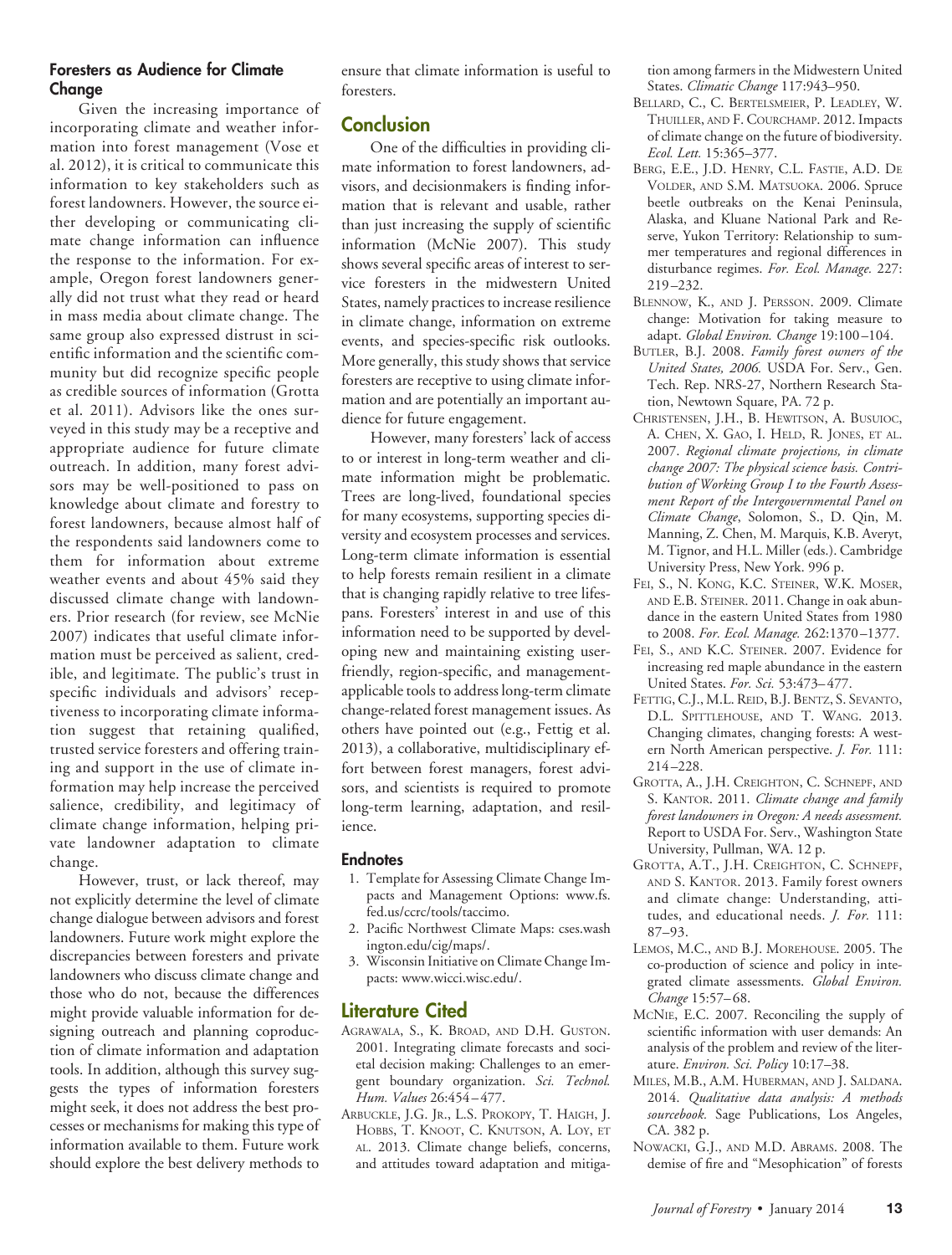### Foresters as Audience for Climate Change

Given the increasing importance of incorporating climate and weather information into forest management (Vose et al. 2012), it is critical to communicate this information to key stakeholders such as forest landowners. However, the source either developing or communicating climate change information can influence the response to the information. For example, Oregon forest landowners generally did not trust what they read or heard in mass media about climate change. The same group also expressed distrust in scientific information and the scientific community but did recognize specific people as credible sources of information (Grotta et al. 2011). Advisors like the ones surveyed in this study may be a receptive and appropriate audience for future climate outreach. In addition, many forest advisors may be well-positioned to pass on knowledge about climate and forestry to forest landowners, because almost half of the respondents said landowners come to them for information about extreme weather events and about 45% said they discussed climate change with landowners. Prior research (for review, see McNie 2007) indicates that useful climate information must be perceived as salient, credible, and legitimate. The public's trust in specific individuals and advisors' receptiveness to incorporating climate information suggest that retaining qualified, trusted service foresters and offering training and support in the use of climate information may help increase the perceived salience, credibility, and legitimacy of climate change information, helping private landowner adaptation to climate change.

However, trust, or lack thereof, may not explicitly determine the level of climate change dialogue between advisors and forest landowners. Future work might explore the discrepancies between foresters and private landowners who discuss climate change and those who do not, because the differences might provide valuable information for designing outreach and planning coproduction of climate information and adaptation tools. In addition, although this survey suggests the types of information foresters might seek, it does not address the best processes or mechanisms for making this type of information available to them. Future work should explore the best delivery methods to ensure that climate information is useful to foresters.

## Conclusion

One of the difficulties in providing climate information to forest landowners, advisors, and decisionmakers is finding information that is relevant and usable, rather than just increasing the supply of scientific information (McNie 2007). This study shows several specific areas of interest to service foresters in the midwestern United States, namely practices to increase resilience in climate change, information on extreme events, and species-specific risk outlooks. More generally, this study shows that service foresters are receptive to using climate information and are potentially an important audience for future engagement.

However, many foresters' lack of access to or interest in long-term weather and climate information might be problematic. Trees are long-lived, foundational species for many ecosystems, supporting species diversity and ecosystem processes and services. Long-term climate information is essential to help forests remain resilient in a climate that is changing rapidly relative to tree lifespans. Foresters' interest in and use of this information need to be supported by developing new and maintaining existing user-friendly, region-specific, and management-applicable tools to address long-term climate change-related forest management issues. As others have pointed out (e.g., Fettig et al. 2013), a collaborative, multidisciplinary effort between forest managers, forest advisors, and scientists is required to promote long-term learning, adaptation, and resilience.

### Endnotes

1. Template for Assessing Climate Change Impacts and Management Options: www.fs.fed.us/ccrc/tools/taccimo.
2. Pacific Northwest Climate Maps: cses.washington.edu/cig/maps/.
3. Wisconsin Initiative on Climate Change Impacts: www.wicci.wisc.edu/.

## Literature Cited

Agrawala, S., K. Broad, and D.H. Guston. 2001. Integrating climate forecasts and societal decision making: Challenges to an emergent boundary organization. *Sci. Technol. Hum. Values* 26:454–477.

Arbuckle, J.G. Jr., L.S. Prokopy, T. Haigh, J. Hobbs, T. Knoot, C. Knutson, A. Loy, et al. 2013. Climate change beliefs, concerns, and attitudes toward adaptation and mitigation among farmers in the Midwestern United States. *Climatic Change* 117:943–950.

Bellard, C., C. Bertelsmeier, P. Leadley, W. Thuiller, and F. Courchamp. 2012. Impacts of climate change on the future of biodiversity. *Ecol. Lett.* 15:365–377.

Berg, E.E., J.D. Henry, C.L. Fastie, A.D. De Volder, and S.M. Matsuoka. 2006. Spruce beetle outbreaks on the Kenai Peninsula, Alaska, and Kluane National Park and Reserve, Yukon Territory: Relationship to summer temperatures and regional differences in disturbance regimes. *For. Ecol. Manage.* 227:219–232.

Blennow, K., and J. Persson. 2009. Climate change: Motivation for taking measure to adapt. *Global Environ. Change* 19:100–104.

Butler, B.J. 2008. *Family forest owners of the United States, 2006.* USDA For. Serv., Gen. Tech. Rep. NRS-27, Northern Research Station, Newtown Square, PA. 72 p.

Christensen, J.H., B. Hewitson, A. Busuioc, A. Chen, X. Gao, I. Held, R. Jones, et al. 2007. *Regional climate projections, in climate change 2007: The physical science basis. Contribution of Working Group I to the Fourth Assessment Report of the Intergovernmental Panel on Climate Change*, Solomon, S., D. Qin, M. Manning, Z. Chen, M. Marquis, K.B. Averyt, M. Tignor, and H.L. Miller (eds.). Cambridge University Press, New York. 996 p.

Fei, S., N. Kong, K.C. Steiner, W.K. Moser, and E.B. Steiner. 2011. Change in oak abundance in the eastern United States from 1980 to 2008. *For. Ecol. Manage.* 262:1370–1377.

Fei, S., and K.C. Steiner. 2007. Evidence for increasing red maple abundance in the eastern United States. *For. Sci.* 53:473–477.

Fettig, C.J., M.L. Reid, B.J. Bentz, S. Sevanto, D.L. Spittlehouse, and T. Wang. 2013. Changing climates, changing forests: A western North American perspective. *J. For.* 111:214–228.

Grotta, A., J.H. Creighton, C. Schnepf, and S. Kantor. 2011. *Climate change and family forest landowners in Oregon: A needs assessment.* Report to USDA For. Serv., Washington State University, Pullman, WA. 12 p.

Grotta, A.T., J.H. Creighton, C. Schnepf, and S. Kantor. 2013. Family forest owners and climate change: Understanding, attitudes, and educational needs. *J. For.* 111:87–93.

Lemos, M.C., and B.J. Morehouse. 2005. The co-production of science and policy in integrated climate assessments. *Global Environ. Change* 15:57–68.

McNie, E.C. 2007. Reconciling the supply of scientific information with user demands: An analysis of the problem and review of the literature. *Environ. Sci. Policy* 10:17–38.

Miles, M.B., A.M. Huberman, and J. Saldana. 2014. *Qualitative data analysis: A methods sourcebook.* Sage Publications, Los Angeles, CA. 382 p.

Nowacki, G.J., and M.D. Abrams. 2008. The demise of fire and "Mesophication" of forests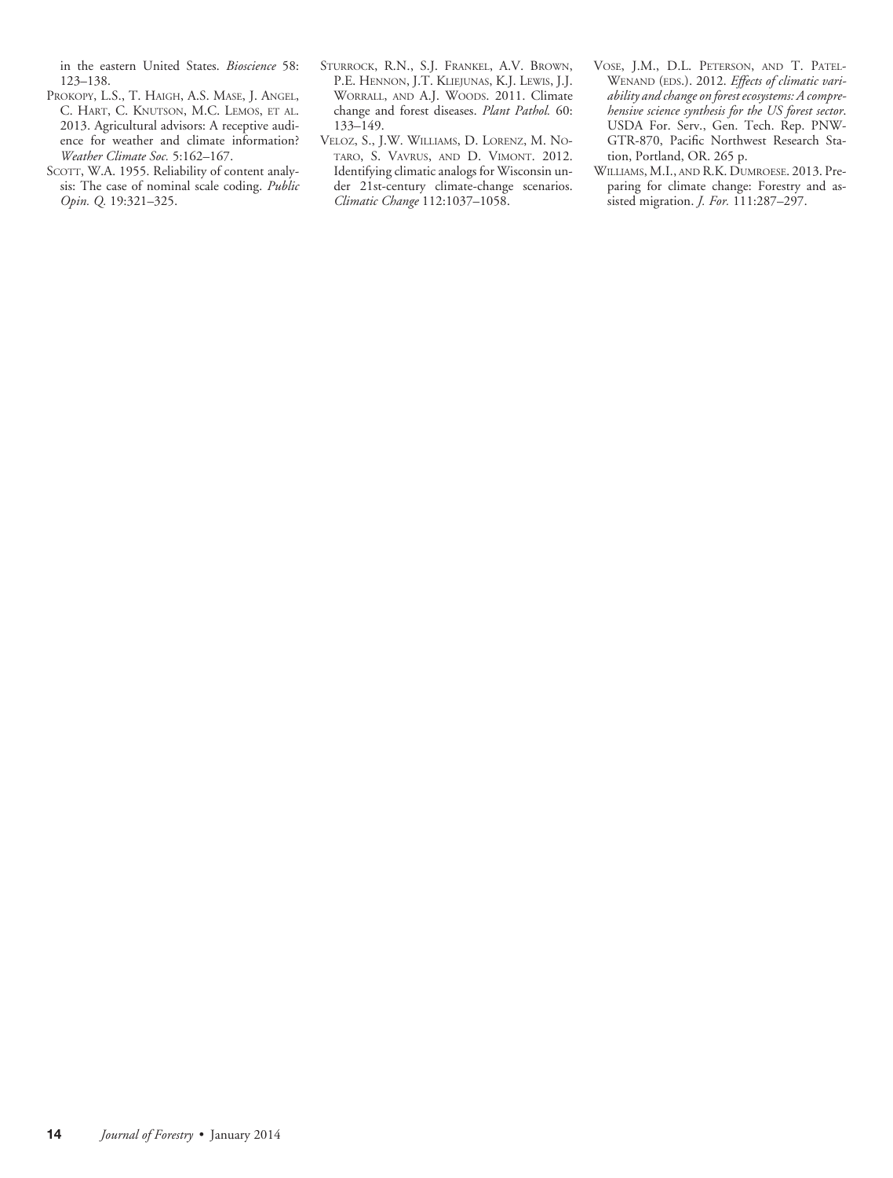in the eastern United States. *Bioscience* 58: 123–138.

Prokopy, L.S., T. Haigh, A.S. Mase, J. Angel, C. Hart, C. Knutson, M.C. Lemos, et al. 2013. Agricultural advisors: A receptive audience for weather and climate information? *Weather Climate Soc.* 5:162–167.

Scott, W.A. 1955. Reliability of content analysis: The case of nominal scale coding. *Public Opin. Q.* 19:321–325.

Sturrock, R.N., S.J. Frankel, A.V. Brown, P.E. Hennon, J.T. Kliejunas, K.J. Lewis, J.J. Worrall, and A.J. Woods. 2011. Climate change and forest diseases. *Plant Pathol.* 60: 133–149.

Veloz, S., J.W. Williams, D. Lorenz, M. Notaro, S. Vavrus, and D. Vimont. 2012. Identifying climatic analogs for Wisconsin under 21st-century climate-change scenarios. *Climatic Change* 112:1037–1058.

Vose, J.M., D.L. Peterson, and T. Patel-Wenand (eds.). 2012. *Effects of climatic variability and change on forest ecosystems: A comprehensive science synthesis for the US forest sector*. USDA For. Serv., Gen. Tech. Rep. PNW-GTR-870, Pacific Northwest Research Station, Portland, OR. 265 p.

Williams, M.I., and R.K. Dumroese. 2013. Preparing for climate change: Forestry and assisted migration. *J. For.* 111:287–297.